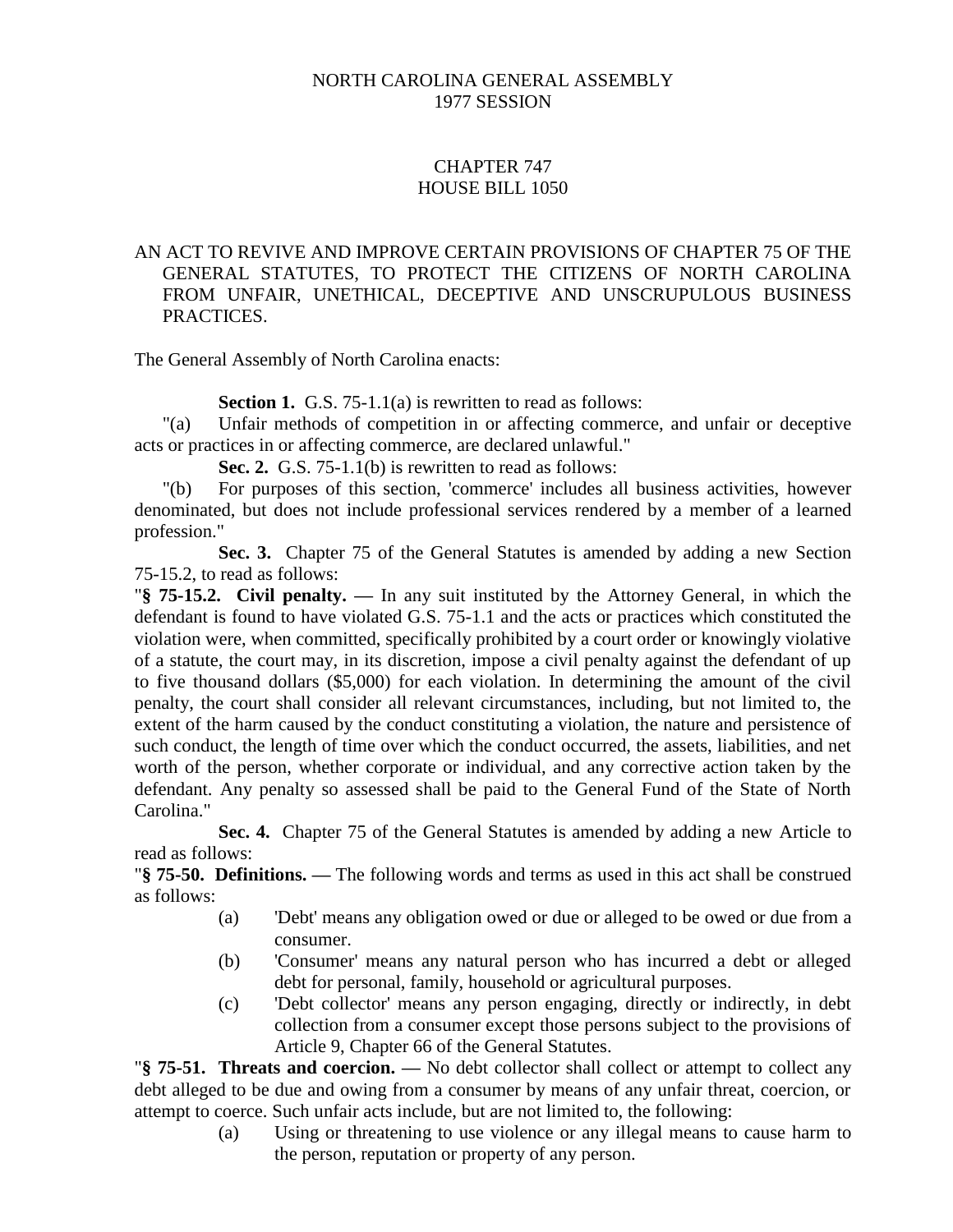NORTH CAROLINA GENERAL ASSEMBLY
1977 SESSION

CHAPTER 747
HOUSE BILL 1050

AN ACT TO REVIVE AND IMPROVE CERTAIN PROVISIONS OF CHAPTER 75 OF THE GENERAL STATUTES, TO PROTECT THE CITIZENS OF NORTH CAROLINA FROM UNFAIR, UNETHICAL, DECEPTIVE AND UNSCRUPULOUS BUSINESS PRACTICES.

The General Assembly of North Carolina enacts:

**Section 1.** G.S. 75-1.1(a) is rewritten to read as follows:

"(a) Unfair methods of competition in or affecting commerce, and unfair or deceptive acts or practices in or affecting commerce, are declared unlawful."

**Sec. 2.** G.S. 75-1.1(b) is rewritten to read as follows:

"(b) For purposes of this section, 'commerce' includes all business activities, however denominated, but does not include professional services rendered by a member of a learned profession."

**Sec. 3.** Chapter 75 of the General Statutes is amended by adding a new Section 75-15.2, to read as follows:

"**§ 75-15.2. Civil penalty. —** In any suit instituted by the Attorney General, in which the defendant is found to have violated G.S. 75-1.1 and the acts or practices which constituted the violation were, when committed, specifically prohibited by a court order or knowingly violative of a statute, the court may, in its discretion, impose a civil penalty against the defendant of up to five thousand dollars ($5,000) for each violation. In determining the amount of the civil penalty, the court shall consider all relevant circumstances, including, but not limited to, the extent of the harm caused by the conduct constituting a violation, the nature and persistence of such conduct, the length of time over which the conduct occurred, the assets, liabilities, and net worth of the person, whether corporate or individual, and any corrective action taken by the defendant. Any penalty so assessed shall be paid to the General Fund of the State of North Carolina."

**Sec. 4.** Chapter 75 of the General Statutes is amended by adding a new Article to read as follows:

"**§ 75-50. Definitions. —** The following words and terms as used in this act shall be construed as follows:

(a) 'Debt' means any obligation owed or due or alleged to be owed or due from a consumer.

(b) 'Consumer' means any natural person who has incurred a debt or alleged debt for personal, family, household or agricultural purposes.

(c) 'Debt collector' means any person engaging, directly or indirectly, in debt collection from a consumer except those persons subject to the provisions of Article 9, Chapter 66 of the General Statutes.

"**§ 75-51. Threats and coercion. —** No debt collector shall collect or attempt to collect any debt alleged to be due and owing from a consumer by means of any unfair threat, coercion, or attempt to coerce. Such unfair acts include, but are not limited to, the following:

(a) Using or threatening to use violence or any illegal means to cause harm to the person, reputation or property of any person.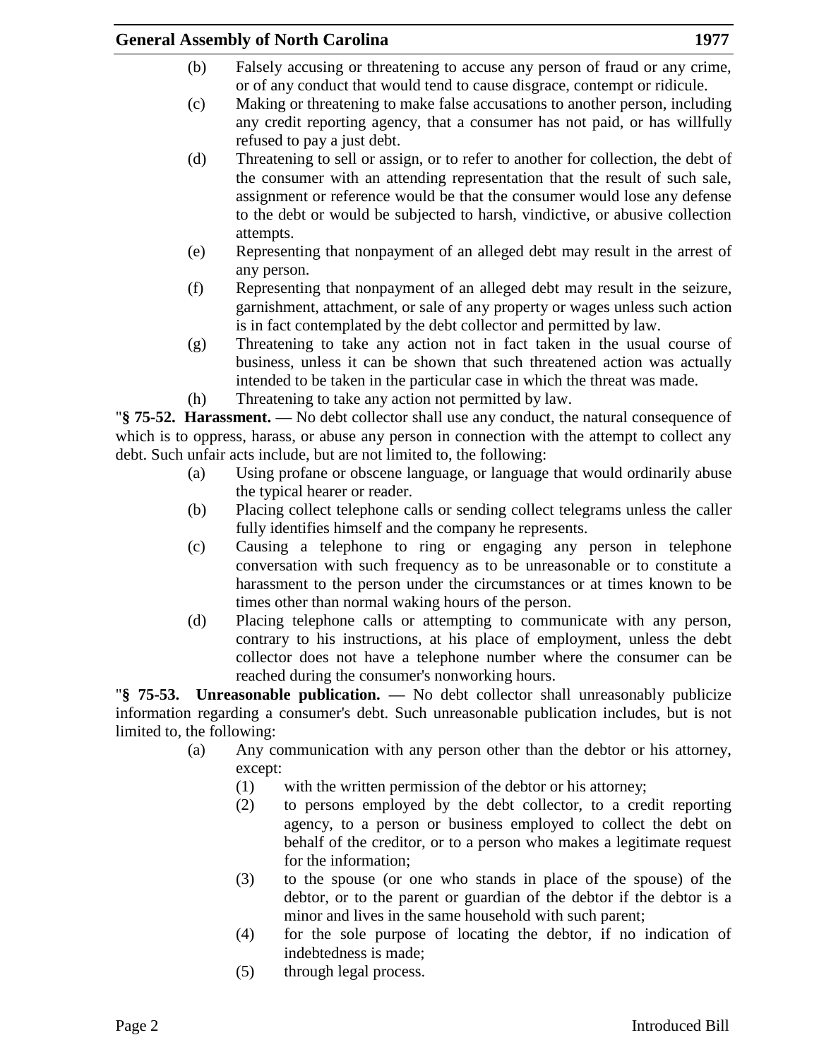(b) Falsely accusing or threatening to accuse any person of fraud or any crime, or of any conduct that would tend to cause disgrace, contempt or ridicule.

(c) Making or threatening to make false accusations to another person, including any credit reporting agency, that a consumer has not paid, or has willfully refused to pay a just debt.

(d) Threatening to sell or assign, or to refer to another for collection, the debt of the consumer with an attending representation that the result of such sale, assignment or reference would be that the consumer would lose any defense to the debt or would be subjected to harsh, vindictive, or abusive collection attempts.

(e) Representing that nonpayment of an alleged debt may result in the arrest of any person.

(f) Representing that nonpayment of an alleged debt may result in the seizure, garnishment, attachment, or sale of any property or wages unless such action is in fact contemplated by the debt collector and permitted by law.

(g) Threatening to take any action not in fact taken in the usual course of business, unless it can be shown that such threatened action was actually intended to be taken in the particular case in which the threat was made.

(h) Threatening to take any action not permitted by law.

"**§ 75-52. Harassment. —** No debt collector shall use any conduct, the natural consequence of which is to oppress, harass, or abuse any person in connection with the attempt to collect any debt. Such unfair acts include, but are not limited to, the following:

(a) Using profane or obscene language, or language that would ordinarily abuse the typical hearer or reader.

(b) Placing collect telephone calls or sending collect telegrams unless the caller fully identifies himself and the company he represents.

(c) Causing a telephone to ring or engaging any person in telephone conversation with such frequency as to be unreasonable or to constitute a harassment to the person under the circumstances or at times known to be times other than normal waking hours of the person.

(d) Placing telephone calls or attempting to communicate with any person, contrary to his instructions, at his place of employment, unless the debt collector does not have a telephone number where the consumer can be reached during the consumer's nonworking hours.

"**§ 75-53. Unreasonable publication. —** No debt collector shall unreasonably publicize information regarding a consumer's debt. Such unreasonable publication includes, but is not limited to, the following:

(a) Any communication with any person other than the debtor or his attorney, except:

   (1) with the written permission of the debtor or his attorney;

   (2) to persons employed by the debt collector, to a credit reporting agency, to a person or business employed to collect the debt on behalf of the creditor, or to a person who makes a legitimate request for the information;

   (3) to the spouse (or one who stands in place of the spouse) of the debtor, or to the parent or guardian of the debtor if the debtor is a minor and lives in the same household with such parent;

   (4) for the sole purpose of locating the debtor, if no indication of indebtedness is made;

   (5) through legal process.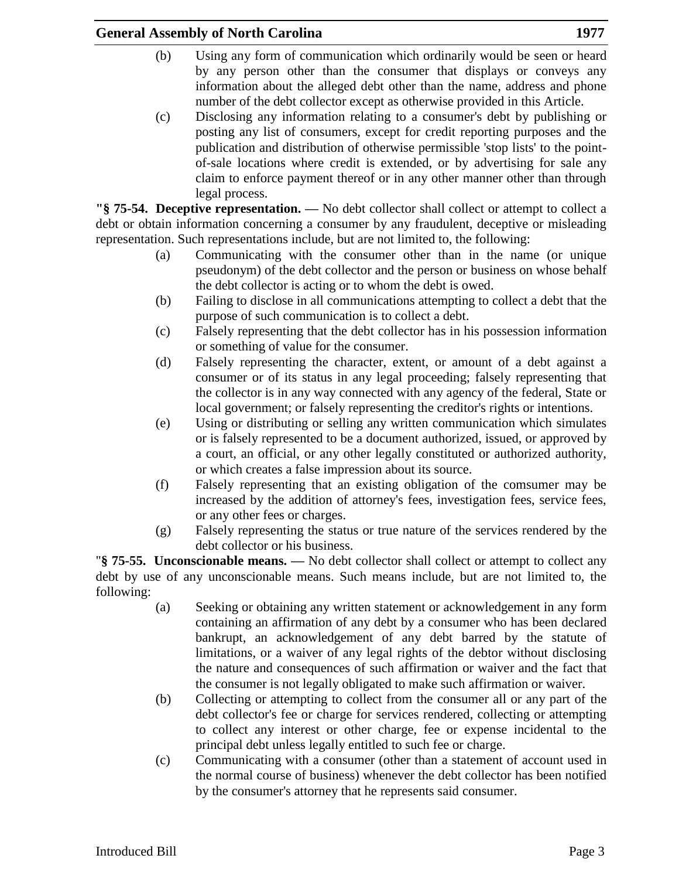(b) Using any form of communication which ordinarily would be seen or heard by any person other than the consumer that displays or conveys any information about the alleged debt other than the name, address and phone number of the debt collector except as otherwise provided in this Article.

(c) Disclosing any information relating to a consumer's debt by publishing or posting any list of consumers, except for credit reporting purposes and the publication and distribution of otherwise permissible 'stop lists' to the point-of-sale locations where credit is extended, or by advertising for sale any claim to enforce payment thereof or in any other manner other than through legal process.

**"§ 75-54. Deceptive representation. —** No debt collector shall collect or attempt to collect a debt or obtain information concerning a consumer by any fraudulent, deceptive or misleading representation. Such representations include, but are not limited to, the following:

(a) Communicating with the consumer other than in the name (or unique pseudonym) of the debt collector and the person or business on whose behalf the debt collector is acting or to whom the debt is owed.

(b) Failing to disclose in all communications attempting to collect a debt that the purpose of such communication is to collect a debt.

(c) Falsely representing that the debt collector has in his possession information or something of value for the consumer.

(d) Falsely representing the character, extent, or amount of a debt against a consumer or of its status in any legal proceeding; falsely representing that the collector is in any way connected with any agency of the federal, State or local government; or falsely representing the creditor's rights or intentions.

(e) Using or distributing or selling any written communication which simulates or is falsely represented to be a document authorized, issued, or approved by a court, an official, or any other legally constituted or authorized authority, or which creates a false impression about its source.

(f) Falsely representing that an existing obligation of the comsumer may be increased by the addition of attorney's fees, investigation fees, service fees, or any other fees or charges.

(g) Falsely representing the status or true nature of the services rendered by the debt collector or his business.

"**§ 75-55. Unconscionable means. —** No debt collector shall collect or attempt to collect any debt by use of any unconscionable means. Such means include, but are not limited to, the following:

(a) Seeking or obtaining any written statement or acknowledgement in any form containing an affirmation of any debt by a consumer who has been declared bankrupt, an acknowledgement of any debt barred by the statute of limitations, or a waiver of any legal rights of the debtor without disclosing the nature and consequences of such affirmation or waiver and the fact that the consumer is not legally obligated to make such affirmation or waiver.

(b) Collecting or attempting to collect from the consumer all or any part of the debt collector's fee or charge for services rendered, collecting or attempting to collect any interest or other charge, fee or expense incidental to the principal debt unless legally entitled to such fee or charge.

(c) Communicating with a consumer (other than a statement of account used in the normal course of business) whenever the debt collector has been notified by the consumer's attorney that he represents said consumer.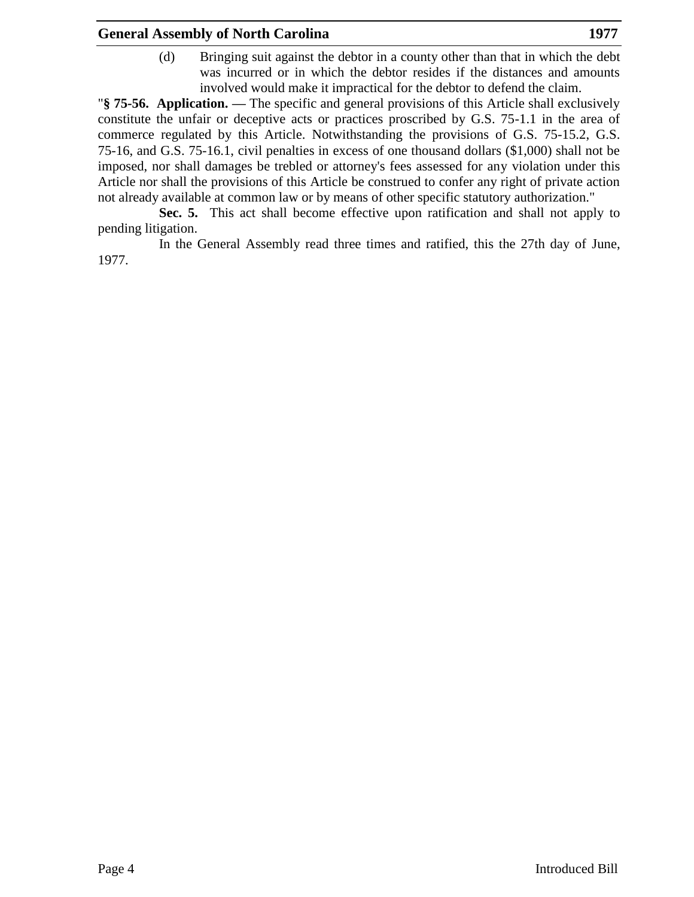(d) Bringing suit against the debtor in a county other than that in which the debt was incurred or in which the debtor resides if the distances and amounts involved would make it impractical for the debtor to defend the claim.

"**§ 75-56. Application. —** The specific and general provisions of this Article shall exclusively constitute the unfair or deceptive acts or practices proscribed by G.S. 75-1.1 in the area of commerce regulated by this Article. Notwithstanding the provisions of G.S. 75-15.2, G.S. 75-16, and G.S. 75-16.1, civil penalties in excess of one thousand dollars ($1,000) shall not be imposed, nor shall damages be trebled or attorney's fees assessed for any violation under this Article nor shall the provisions of this Article be construed to confer any right of private action not already available at common law or by means of other specific statutory authorization."

**Sec. 5.** This act shall become effective upon ratification and shall not apply to pending litigation.

In the General Assembly read three times and ratified, this the 27th day of June, 1977.